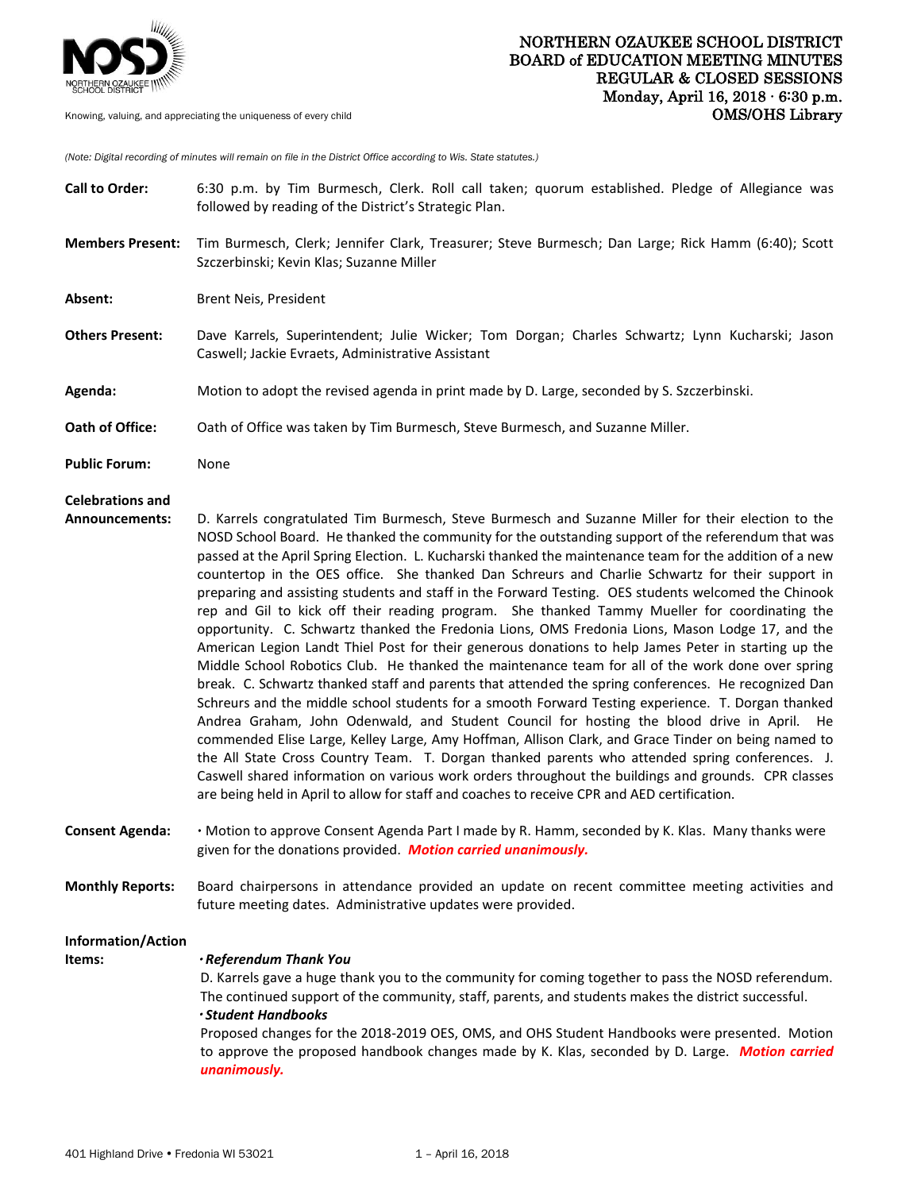NORTHERN OZAUKEE SCHOOL DISTRICT
BOARD of EDUCATION MEETING MINUTES
REGULAR & CLOSED SESSIONS
Monday, April 16, 2018 · 6:30 p.m.
OMS/OHS Library

Knowing, valuing, and appreciating the uniqueness of every child

*(Note: Digital recording of minutes will remain on file in the District Office according to Wis. State statutes.)*

**Call to Order:** 6:30 p.m. by Tim Burmesch, Clerk. Roll call taken; quorum established. Pledge of Allegiance was followed by reading of the District's Strategic Plan.

**Members Present:** Tim Burmesch, Clerk; Jennifer Clark, Treasurer; Steve Burmesch; Dan Large; Rick Hamm (6:40); Scott Szczerbinski; Kevin Klas; Suzanne Miller

**Absent:** Brent Neis, President

**Others Present:** Dave Karrels, Superintendent; Julie Wicker; Tom Dorgan; Charles Schwartz; Lynn Kucharski; Jason Caswell; Jackie Evraets, Administrative Assistant

**Agenda:** Motion to adopt the revised agenda in print made by D. Large, seconded by S. Szczerbinski.

**Oath of Office:** Oath of Office was taken by Tim Burmesch, Steve Burmesch, and Suzanne Miller.

**Public Forum:** None

**Celebrations and Announcements:** D. Karrels congratulated Tim Burmesch, Steve Burmesch and Suzanne Miller for their election to the NOSD School Board. He thanked the community for the outstanding support of the referendum that was passed at the April Spring Election. L. Kucharski thanked the maintenance team for the addition of a new countertop in the OES office. She thanked Dan Schreurs and Charlie Schwartz for their support in preparing and assisting students and staff in the Forward Testing. OES students welcomed the Chinook rep and Gil to kick off their reading program. She thanked Tammy Mueller for coordinating the opportunity. C. Schwartz thanked the Fredonia Lions, OMS Fredonia Lions, Mason Lodge 17, and the American Legion Landt Thiel Post for their generous donations to help James Peter in starting up the Middle School Robotics Club. He thanked the maintenance team for all of the work done over spring break. C. Schwartz thanked staff and parents that attended the spring conferences. He recognized Dan Schreurs and the middle school students for a smooth Forward Testing experience. T. Dorgan thanked Andrea Graham, John Odenwald, and Student Council for hosting the blood drive in April. He commended Elise Large, Kelley Large, Amy Hoffman, Allison Clark, and Grace Tinder on being named to the All State Cross Country Team. T. Dorgan thanked parents who attended spring conferences. J. Caswell shared information on various work orders throughout the buildings and grounds. CPR classes are being held in April to allow for staff and coaches to receive CPR and AED certification.

**Consent Agenda:** · Motion to approve Consent Agenda Part I made by R. Hamm, seconded by K. Klas. Many thanks were given for the donations provided. ***Motion carried unanimously.***

**Monthly Reports:** Board chairpersons in attendance provided an update on recent committee meeting activities and future meeting dates. Administrative updates were provided.

**Information/Action Items:**

***· Referendum Thank You***

D. Karrels gave a huge thank you to the community for coming together to pass the NOSD referendum. The continued support of the community, staff, parents, and students makes the district successful.

***· Student Handbooks***

Proposed changes for the 2018-2019 OES, OMS, and OHS Student Handbooks were presented. Motion to approve the proposed handbook changes made by K. Klas, seconded by D. Large. ***Motion carried unanimously.***

401 Highland Drive • Fredonia WI 53021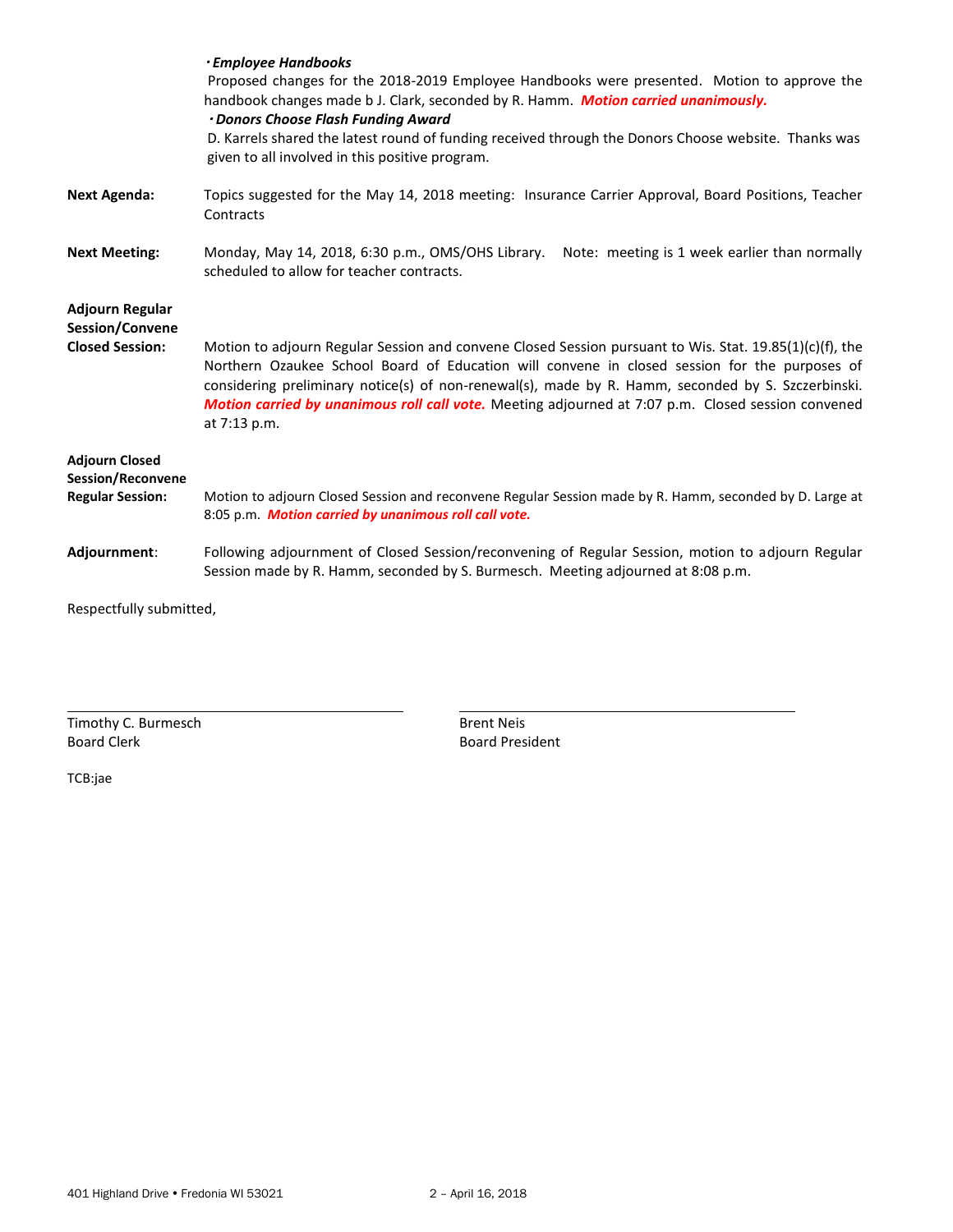***・Employee Handbooks***

Proposed changes for the 2018-2019 Employee Handbooks were presented. Motion to approve the handbook changes made b J. Clark, seconded by R. Hamm. ***Motion carried unanimously.***

***・Donors Choose Flash Funding Award***

D. Karrels shared the latest round of funding received through the Donors Choose website. Thanks was given to all involved in this positive program.

**Next Agenda:** Topics suggested for the May 14, 2018 meeting: Insurance Carrier Approval, Board Positions, Teacher Contracts

**Next Meeting:** Monday, May 14, 2018, 6:30 p.m., OMS/OHS Library. Note: meeting is 1 week earlier than normally scheduled to allow for teacher contracts.

**Adjourn Regular Session/Convene Closed Session:** Motion to adjourn Regular Session and convene Closed Session pursuant to Wis. Stat. 19.85(1)(c)(f), the Northern Ozaukee School Board of Education will convene in closed session for the purposes of considering preliminary notice(s) of non-renewal(s), made by R. Hamm, seconded by S. Szczerbinski. ***Motion carried by unanimous roll call vote.*** Meeting adjourned at 7:07 p.m. Closed session convened at 7:13 p.m.

**Adjourn Closed Session/Reconvene Regular Session:** Motion to adjourn Closed Session and reconvene Regular Session made by R. Hamm, seconded by D. Large at 8:05 p.m. ***Motion carried by unanimous roll call vote.***

**Adjournment**: Following adjournment of Closed Session/reconvening of Regular Session, motion to adjourn Regular Session made by R. Hamm, seconded by S. Burmesch. Meeting adjourned at 8:08 p.m.

Respectfully submitted,

Timothy C. Burmesch
Board Clerk

Brent Neis
Board President

TCB:jae

401 Highland Drive • Fredonia WI 53021